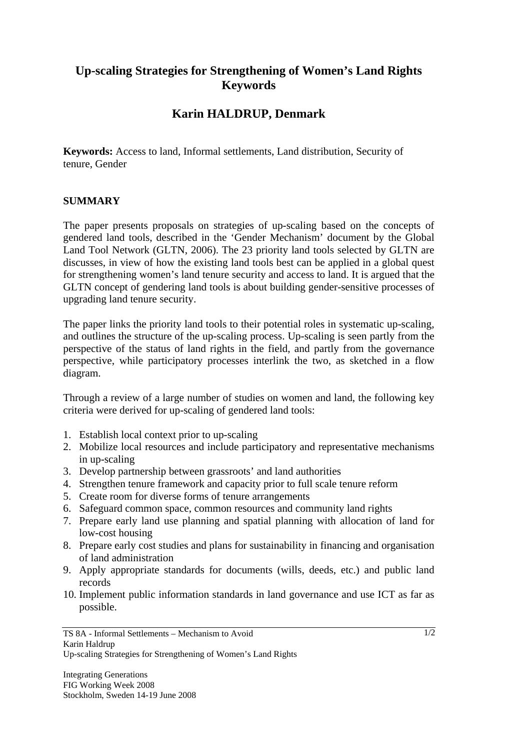# Up-scaling Strategies for Strengthening of Women's Land Rights Keywords

## Karin HALDRUP, Denmark

**Keywords:** Access to land, Informal settlements, Land distribution, Security of tenure, Gender

### SUMMARY

The paper presents proposals on strategies of up-scaling based on the concepts of gendered land tools, described in the 'Gender Mechanism' document by the Global Land Tool Network (GLTN, 2006). The 23 priority land tools selected by GLTN are discusses, in view of how the existing land tools best can be applied in a global quest for strengthening women's land tenure security and access to land. It is argued that the GLTN concept of gendering land tools is about building gender-sensitive processes of upgrading land tenure security.

The paper links the priority land tools to their potential roles in systematic up-scaling, and outlines the structure of the up-scaling process. Up-scaling is seen partly from the perspective of the status of land rights in the field, and partly from the governance perspective, while participatory processes interlink the two, as sketched in a flow diagram.

Through a review of a large number of studies on women and land, the following key criteria were derived for up-scaling of gendered land tools:

1. Establish local context prior to up-scaling
2. Mobilize local resources and include participatory and representative mechanisms in up-scaling
3. Develop partnership between grassroots' and land authorities
4. Strengthen tenure framework and capacity prior to full scale tenure reform
5. Create room for diverse forms of tenure arrangements
6. Safeguard common space, common resources and community land rights
7. Prepare early land use planning and spatial planning with allocation of land for low-cost housing
8. Prepare early cost studies and plans for sustainability in financing and organisation of land administration
9. Apply appropriate standards for documents (wills, deeds, etc.) and public land records
10. Implement public information standards in land governance and use ICT as far as possible.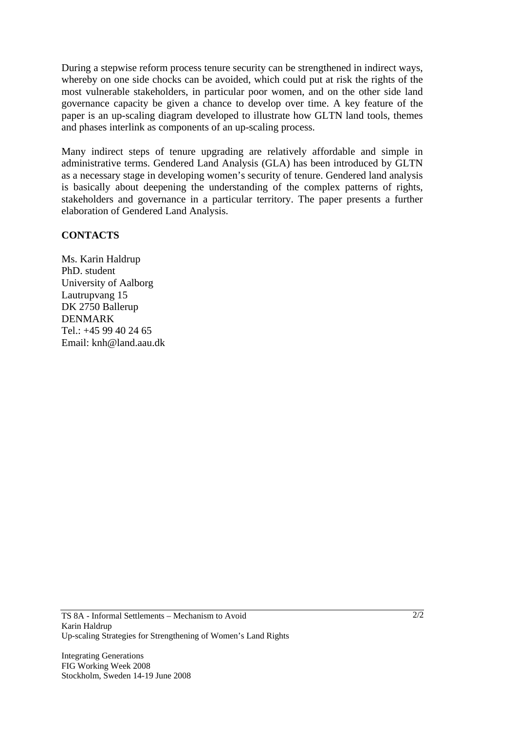During a stepwise reform process tenure security can be strengthened in indirect ways, whereby on one side chocks can be avoided, which could put at risk the rights of the most vulnerable stakeholders, in particular poor women, and on the other side land governance capacity be given a chance to develop over time. A key feature of the paper is an up-scaling diagram developed to illustrate how GLTN land tools, themes and phases interlink as components of an up-scaling process.

Many indirect steps of tenure upgrading are relatively affordable and simple in administrative terms. Gendered Land Analysis (GLA) has been introduced by GLTN as a necessary stage in developing women's security of tenure. Gendered land analysis is basically about deepening the understanding of the complex patterns of rights, stakeholders and governance in a particular territory. The paper presents a further elaboration of Gendered Land Analysis.

**CONTACTS**

Ms. Karin Haldrup
PhD. student
University of Aalborg
Lautrupvang 15
DK 2750 Ballerup
DENMARK
Tel.: +45 99 40 24 65
Email: knh@land.aau.dk